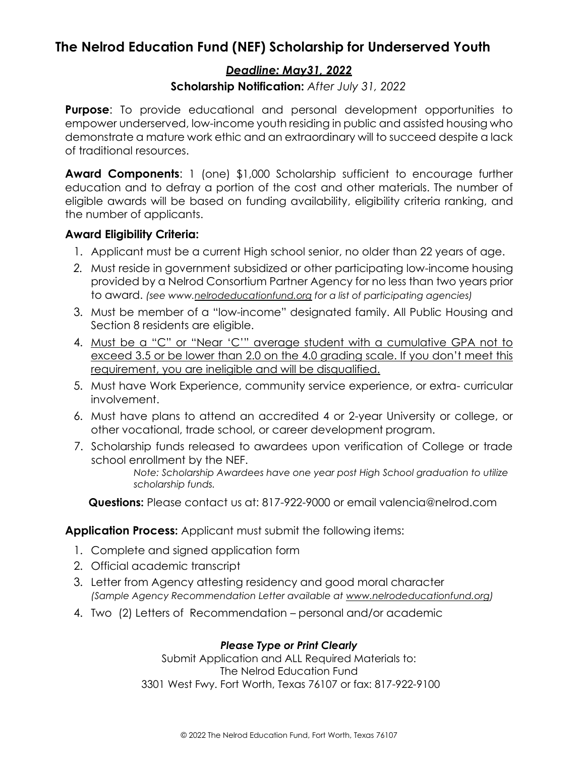# The Nelrod Education Fund (NEF) Scholarship for Underserved Youth

***Deadline: May31, 2022***

**Scholarship Notification:** *After July 31, 2022*

**Purpose**: To provide educational and personal development opportunities to empower underserved, low-income youth residing in public and assisted housing who demonstrate a mature work ethic and an extraordinary will to succeed despite a lack of traditional resources.

**Award Components**: 1 (one) $1,000 Scholarship sufficient to encourage further education and to defray a portion of the cost and other materials. The number of eligible awards will be based on funding availability, eligibility criteria ranking, and the number of applicants.

### Award Eligibility Criteria:

1. Applicant must be a current High school senior, no older than 22 years of age.
2. Must reside in government subsidized or other participating low-income housing provided by a Nelrod Consortium Partner Agency for no less than two years prior to award. *(see www.nelrodeducationfund.org for a list of participating agencies)*
3. Must be member of a "low-income" designated family. All Public Housing and Section 8 residents are eligible.
4. <u>Must be a "C" or "Near 'C'" average student with a cumulative GPA not to exceed 3.5 or be lower than 2.0 on the 4.0 grading scale. If you don't meet this requirement, you are ineligible and will be disqualified.</u>
5. Must have Work Experience, community service experience, or extra- curricular involvement.
6. Must have plans to attend an accredited 4 or 2-year University or college, or other vocational, trade school, or career development program.
7. Scholarship funds released to awardees upon verification of College or trade school enrollment by the NEF.
   *Note: Scholarship Awardees have one year post High School graduation to utilize scholarship funds.*

**Questions:** Please contact us at: 817-922-9000 or email valencia@nelrod.com

**Application Process:** Applicant must submit the following items:

1. Complete and signed application form
2. Official academic transcript
3. Letter from Agency attesting residency and good moral character
   *(Sample Agency Recommendation Letter available at www.nelrodeducationfund.org)*
4. Two (2) Letters of Recommendation – personal and/or academic

***Please Type or Print Clearly***

Submit Application and ALL Required Materials to:
The Nelrod Education Fund
3301 West Fwy. Fort Worth, Texas 76107 or fax: 817-922-9100

© 2022 The Nelrod Education Fund, Fort Worth, Texas 76107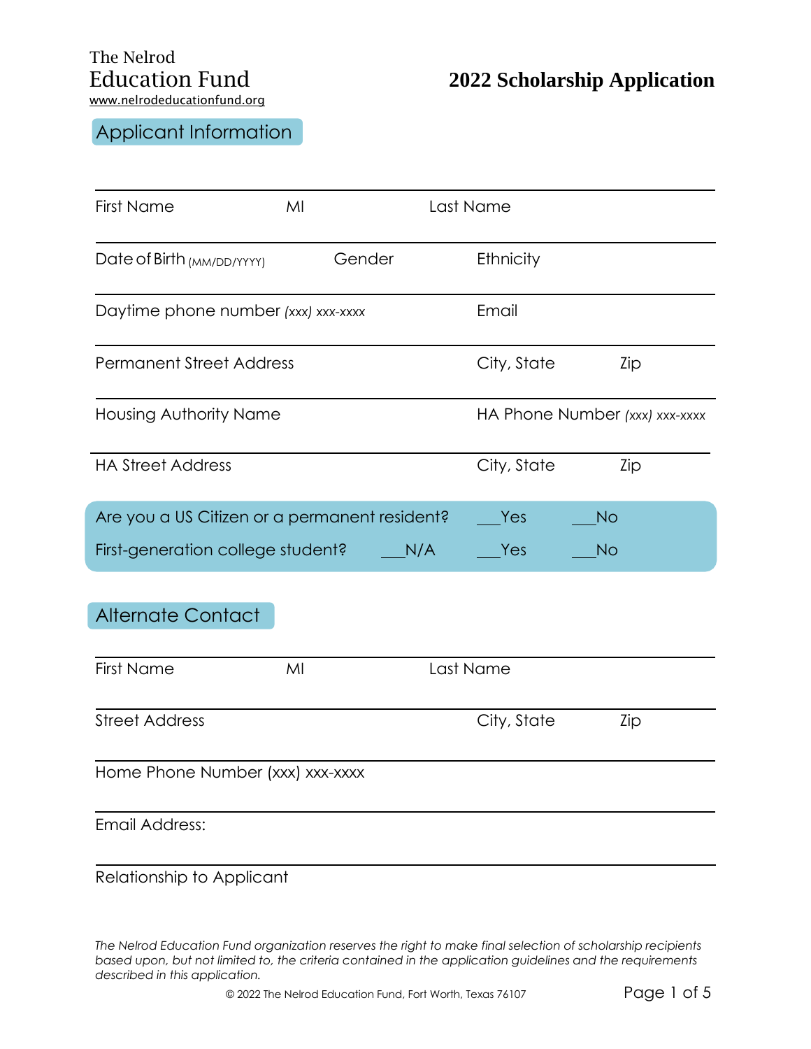The Nelrod
Education Fund
www.nelrodeducationfund.org

# 2022 Scholarship Application

## Applicant Information

First Name MI Last Name

Date of Birth (MM/DD/YYYY) Gender Ethnicity

Daytime phone number *(xxx) xxx-xxxx* Email

Permanent Street Address City, State Zip

Housing Authority Name HA Phone Number *(xxx) xxx-xxxx*

HA Street Address City, State Zip

Are you a US Citizen or a permanent resident? ___Yes ___No

First-generation college student? ___N/A ___Yes ___No

## Alternate Contact

First Name MI Last Name

Street Address City, State Zip

Home Phone Number (xxx) xxx-xxxx

Email Address:

Relationship to Applicant

*The Nelrod Education Fund organization reserves the right to make final selection of scholarship recipients based upon, but not limited to, the criteria contained in the application guidelines and the requirements described in this application.*

© 2022 The Nelrod Education Fund, Fort Worth, Texas 76107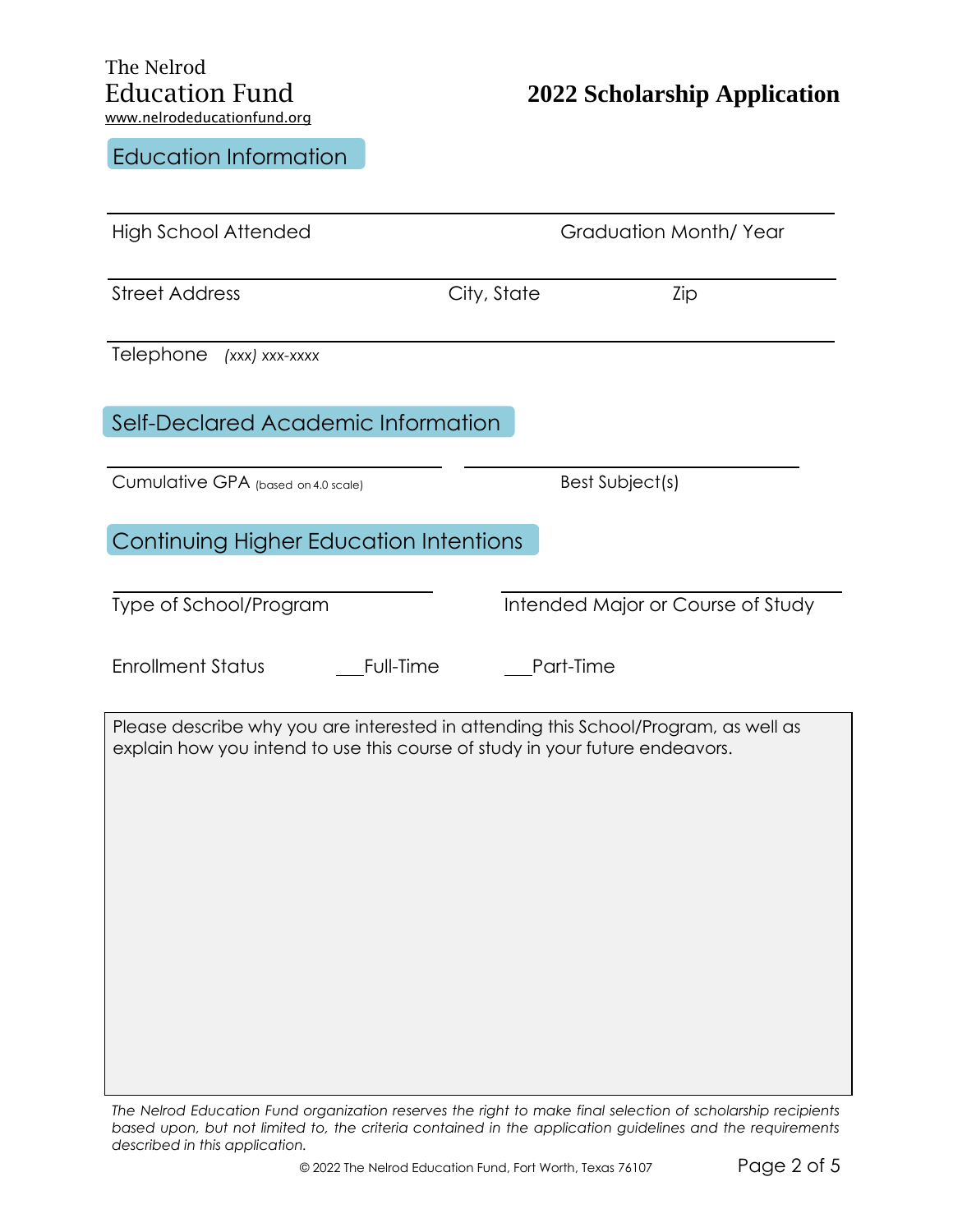The Nelrod
Education Fund
www.nelrodeducationfund.org

# 2022 Scholarship Application

## Education Information

High School Attended _______________ Graduation Month/ Year _______________

Street Address _______________ City, State _______________ Zip _______________

Telephone *(xxx) xxx-xxxx*

## Self-Declared Academic Information

Cumulative GPA (based on 4.0 scale) _______________ Best Subject(s) _______________

## Continuing Higher Education Intentions

Type of School/Program _______________ Intended Major or Course of Study _______________

Enrollment Status ___Full-Time ___Part-Time

Please describe why you are interested in attending this School/Program, as well as explain how you intend to use this course of study in your future endeavors.

*The Nelrod Education Fund organization reserves the right to make final selection of scholarship recipients based upon, but not limited to, the criteria contained in the application guidelines and the requirements described in this application.*

© 2022 The Nelrod Education Fund, Fort Worth, Texas 76107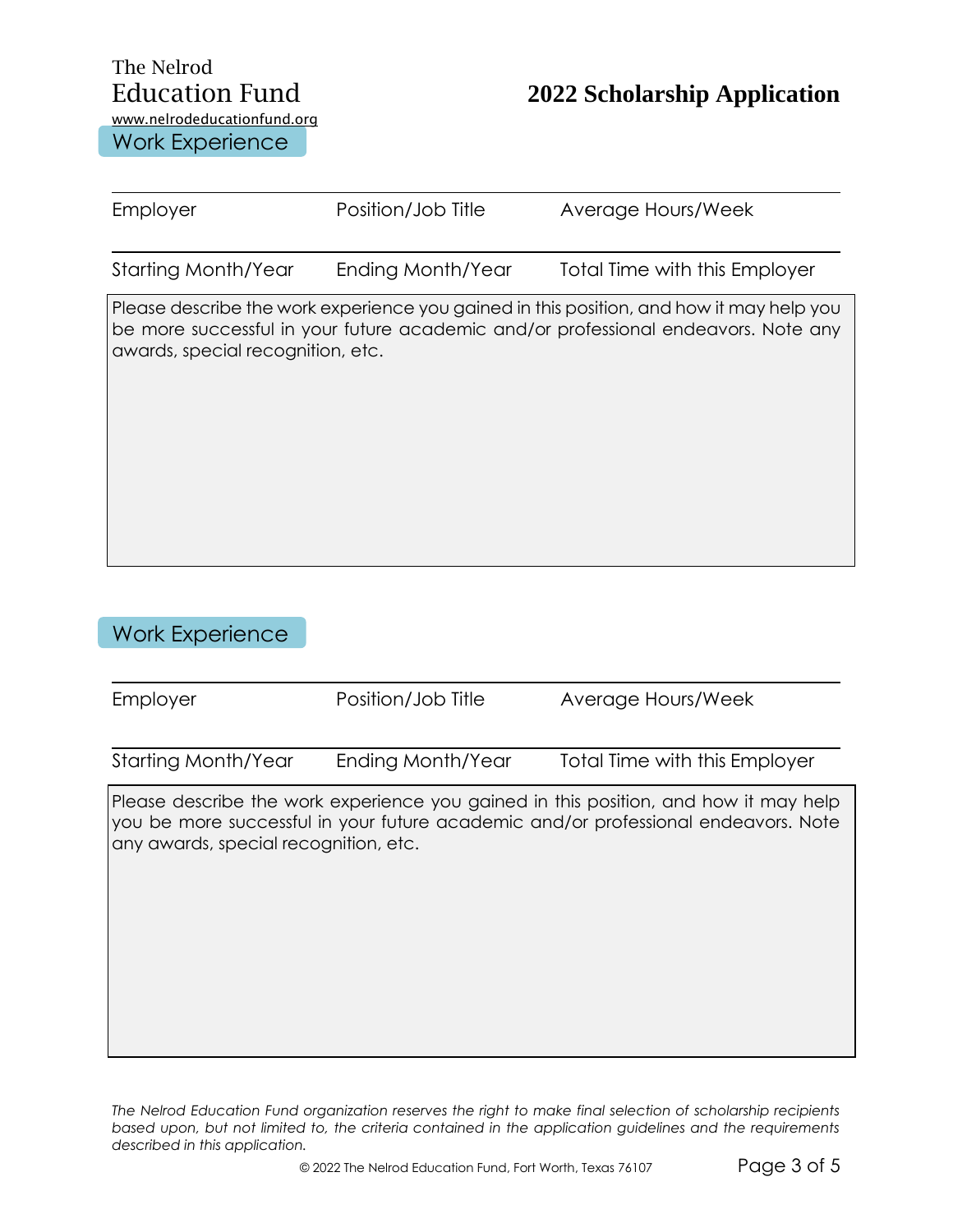## Work Experience

| Employer | Position/Job Title | Average Hours/Week |
|---|---|---|
| Starting Month/Year | Ending Month/Year | Total Time with this Employer |

Please describe the work experience you gained in this position, and how it may help you be more successful in your future academic and/or professional endeavors. Note any awards, special recognition, etc.

## Work Experience

| Employer | Position/Job Title | Average Hours/Week |
|---|---|---|
| Starting Month/Year | Ending Month/Year | Total Time with this Employer |

Please describe the work experience you gained in this position, and how it may help you be more successful in your future academic and/or professional endeavors. Note any awards, special recognition, etc.

*The Nelrod Education Fund organization reserves the right to make final selection of scholarship recipients based upon, but not limited to, the criteria contained in the application guidelines and the requirements described in this application.*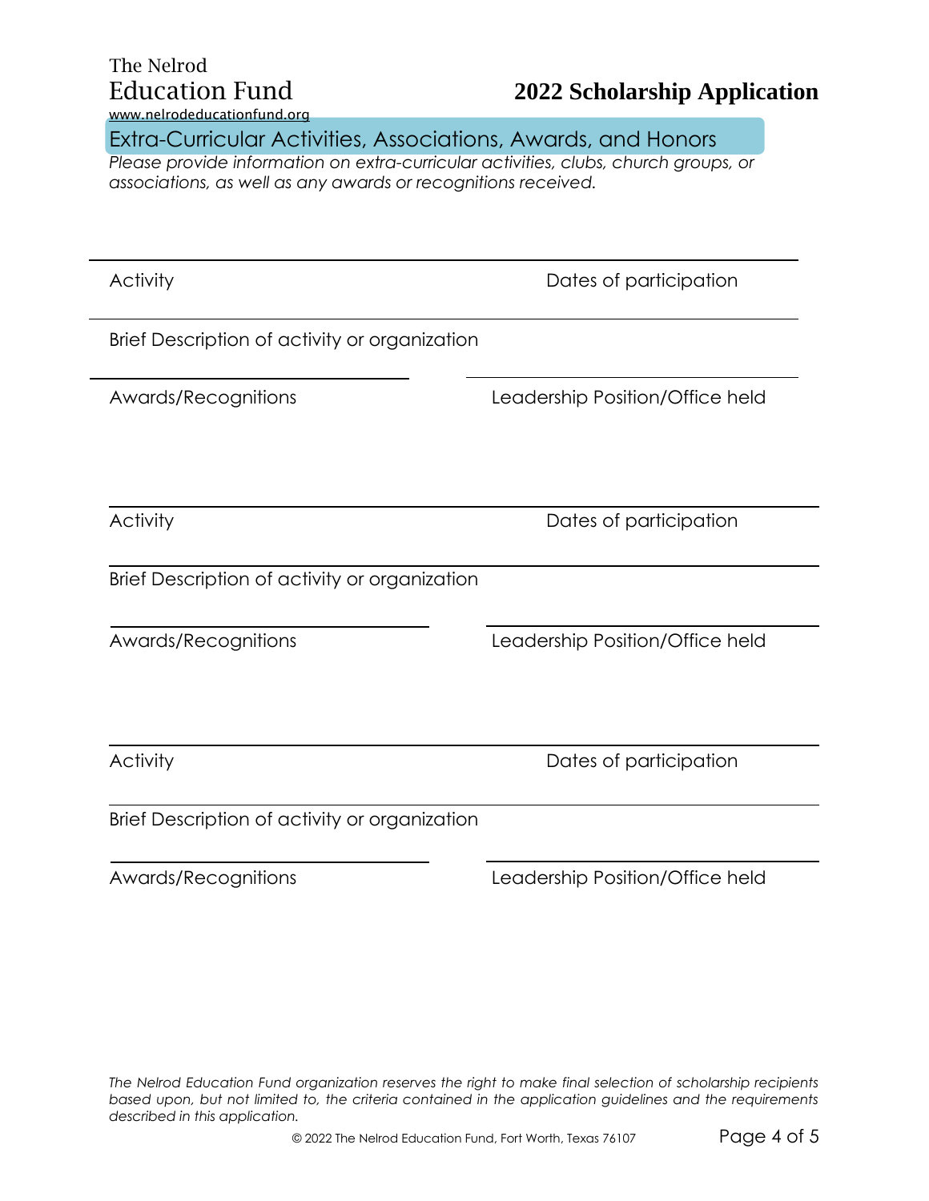The Nelrod
Education Fund
www.nelrodeducationfund.org

# 2022 Scholarship Application

## Extra-Curricular Activities, Associations, Awards, and Honors

*Please provide information on extra-curricular activities, clubs, church groups, or associations, as well as any awards or recognitions received.*

Activity                                                  Dates of participation

Brief Description of activity or organization

Awards/Recognitions                                       Leadership Position/Office held

Activity                                                  Dates of participation

Brief Description of activity or organization

Awards/Recognitions                                       Leadership Position/Office held

Activity                                                  Dates of participation

Brief Description of activity or organization

Awards/Recognitions                                       Leadership Position/Office held

*The Nelrod Education Fund organization reserves the right to make final selection of scholarship recipients based upon, but not limited to, the criteria contained in the application guidelines and the requirements described in this application.*

© 2022 The Nelrod Education Fund, Fort Worth, Texas 76107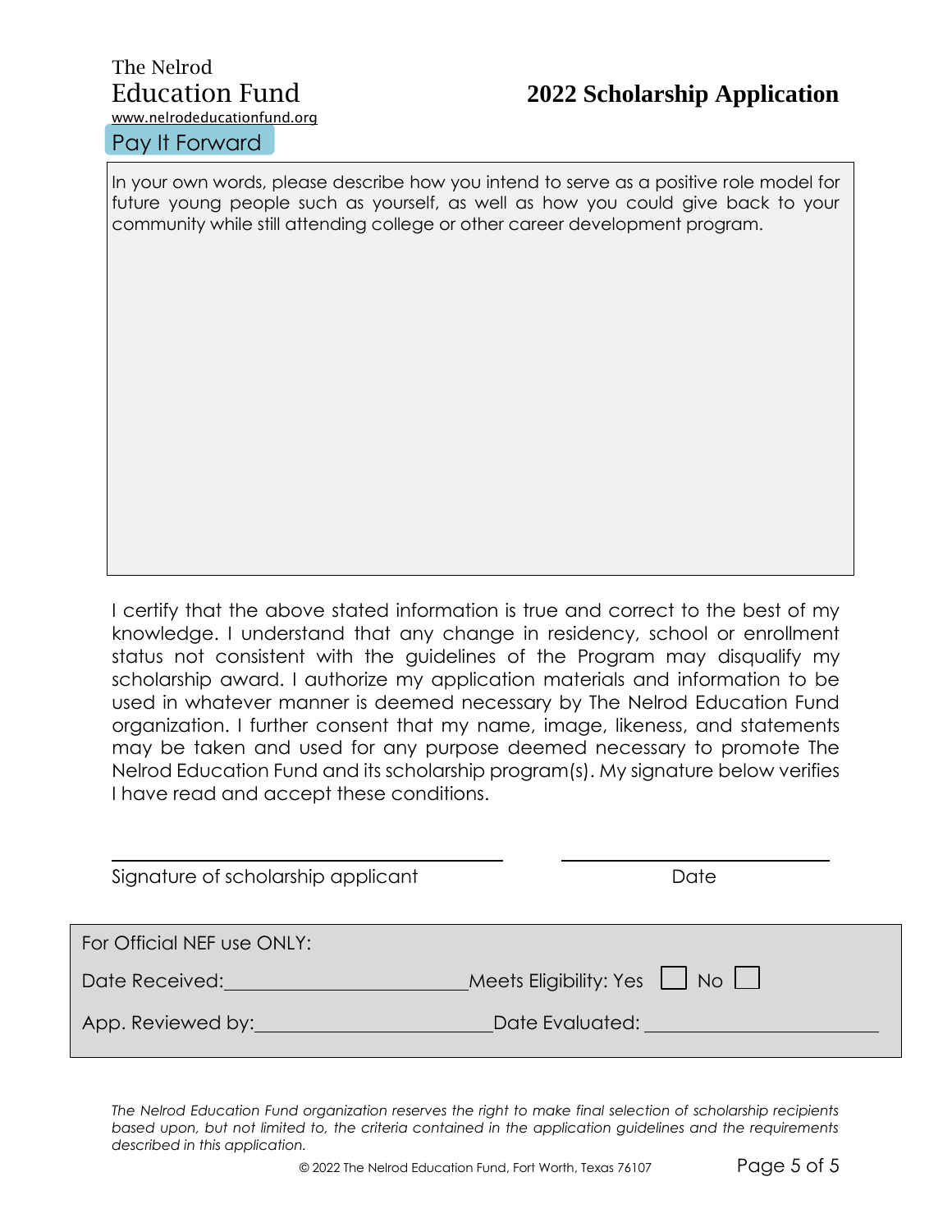The Nelrod
Education Fund
www.nelrodeducationfund.org

# 2022 Scholarship Application

## Pay It Forward

In your own words, please describe how you intend to serve as a positive role model for future young people such as yourself, as well as how you could give back to your community while still attending college or other career development program.

I certify that the above stated information is true and correct to the best of my knowledge. I understand that any change in residency, school or enrollment status not consistent with the guidelines of the Program may disqualify my scholarship award. I authorize my application materials and information to be used in whatever manner is deemed necessary by The Nelrod Education Fund organization. I further consent that my name, image, likeness, and statements may be taken and used for any purpose deemed necessary to promote The Nelrod Education Fund and its scholarship program(s). My signature below verifies I have read and accept these conditions.

______________________________ ______________________

Signature of scholarship applicant Date

For Official NEF use ONLY:

Date Received: ____________________ Meets Eligibility: Yes ☐ No ☐

App. Reviewed by: ____________________ Date Evaluated: ____________________

*The Nelrod Education Fund organization reserves the right to make final selection of scholarship recipients based upon, but not limited to, the criteria contained in the application guidelines and the requirements described in this application.*

© 2022 The Nelrod Education Fund, Fort Worth, Texas 76107